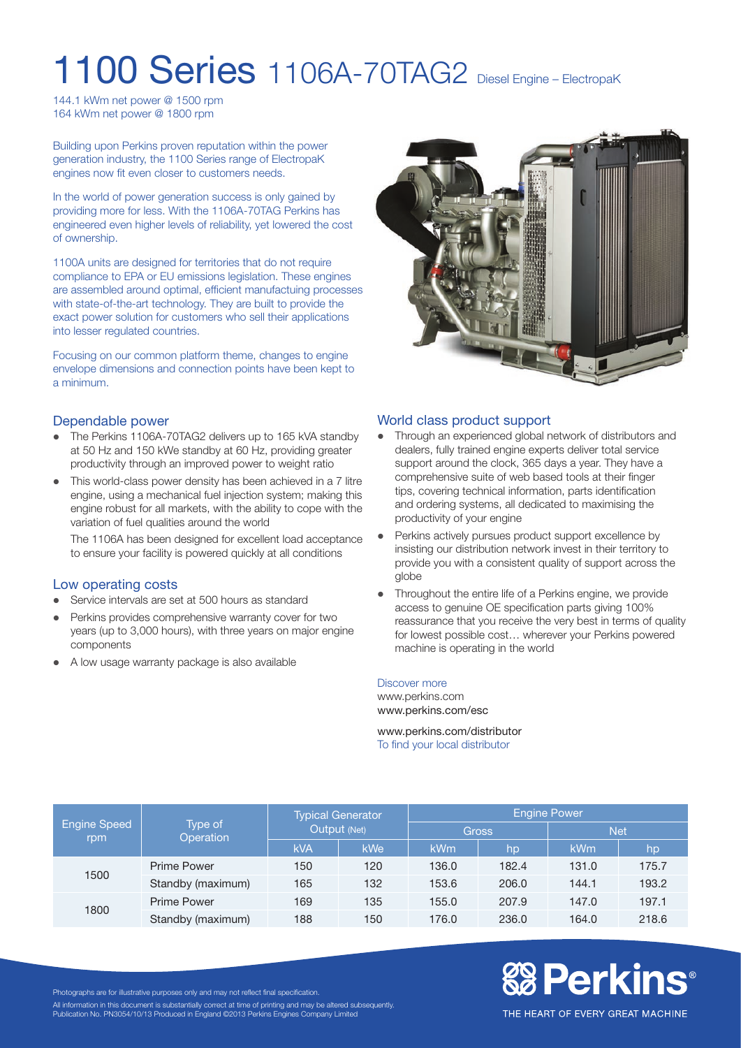# 1100 Series 1106A-70TAG2 Diesel Engine – ElectropaK

144.1 kWm net power @ 1500 rpm
164 kWm net power @ 1800 rpm

Building upon Perkins proven reputation within the power generation industry, the 1100 Series range of ElectropaK engines now fit even closer to customers needs.

In the world of power generation success is only gained by providing more for less. With the 1106A-70TAG Perkins has engineered even higher levels of reliability, yet lowered the cost of ownership.

1100A units are designed for territories that do not require compliance to EPA or EU emissions legislation. These engines are assembled around optimal, efficient manufactuing processes with state-of-the-art technology. They are built to provide the exact power solution for customers who sell their applications into lesser regulated countries.

Focusing on our common platform theme, changes to engine envelope dimensions and connection points have been kept to a minimum.

## Dependable power

- The Perkins 1106A-70TAG2 delivers up to 165 kVA standby at 50 Hz and 150 kWe standby at 60 Hz, providing greater productivity through an improved power to weight ratio
- This world-class power density has been achieved in a 7 litre engine, using a mechanical fuel injection system; making this engine robust for all markets, with the ability to cope with the variation of fuel qualities around the world

  The 1106A has been designed for excellent load acceptance to ensure your facility is powered quickly at all conditions

## Low operating costs

- Service intervals are set at 500 hours as standard
- Perkins provides comprehensive warranty cover for two years (up to 3,000 hours), with three years on major engine components
- A low usage warranty package is also available

## World class product support

- Through an experienced global network of distributors and dealers, fully trained engine experts deliver total service support around the clock, 365 days a year. They have a comprehensive suite of web based tools at their finger tips, covering technical information, parts identification and ordering systems, all dedicated to maximising the productivity of your engine
- Perkins actively pursues product support excellence by insisting our distribution network invest in their territory to provide you with a consistent quality of support across the globe
- Throughout the entire life of a Perkins engine, we provide access to genuine OE specification parts giving 100% reassurance that you receive the very best in terms of quality for lowest possible cost… wherever your Perkins powered machine is operating in the world

Discover more
www.perkins.com
www.perkins.com/esc

www.perkins.com/distributor
To find your local distributor

| Engine Speed rpm | Type of Operation | Typical Generator Output (Net) | | Engine Power | | | |
|---|---|---|---|---|---|---|---|
| | | | | Gross | | Net | |
| | | kVA | kWe | kWm | hp | kWm | hp |
| 1500 | Prime Power | 150 | 120 | 136.0 | 182.4 | 131.0 | 175.7 |
| | Standby (maximum) | 165 | 132 | 153.6 | 206.0 | 144.1 | 193.2 |
| 1800 | Prime Power | 169 | 135 | 155.0 | 207.9 | 147.0 | 197.1 |
| | Standby (maximum) | 188 | 150 | 176.0 | 236.0 | 164.0 | 218.6 |

Photographs are for illustrative purposes only and may not reflect final specification.
All information in this document is substantially correct at time of printing and may be altered subsequently.
Publication No. PN3054/10/13 Produced in England ©2013 Perkins Engines Company Limited

Perkins®
THE HEART OF EVERY GREAT MACHINE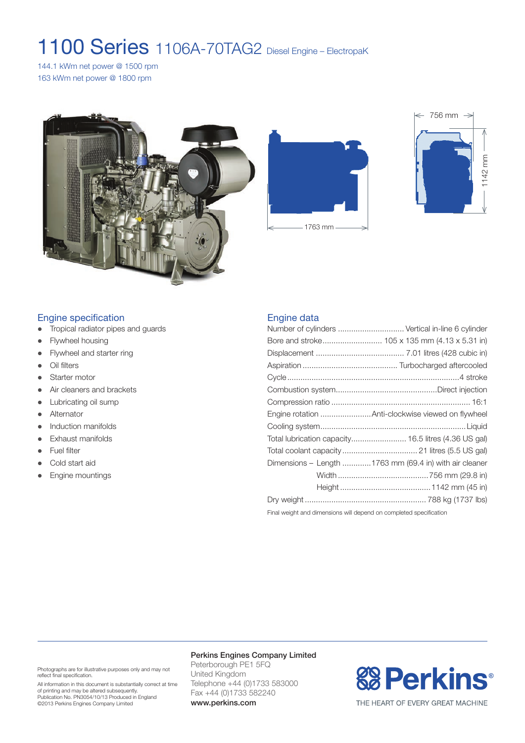# 1100 Series 1106A-70TAG2 Diesel Engine – ElectropaK

144.1 kWm net power @ 1500 rpm
163 kWm net power @ 1800 rpm

756 mm
1142 mm
1763 mm

## Engine specification

- Tropical radiator pipes and guards
- Flywheel housing
- Flywheel and starter ring
- Oil filters
- Starter motor
- Air cleaners and brackets
- Lubricating oil sump
- Alternator
- Induction manifolds
- Exhaust manifolds
- Fuel filter
- Cold start aid
- Engine mountings

## Engine data

| | |
|---|---|
| Number of cylinders | Vertical in-line 6 cylinder |
| Bore and stroke | 105 x 135 mm (4.13 x 5.31 in) |
| Displacement | 7.01 litres (428 cubic in) |
| Aspiration | Turbocharged aftercooled |
| Cycle | 4 stroke |
| Combustion system | Direct injection |
| Compression ratio | 16:1 |
| Engine rotation | Anti-clockwise viewed on flywheel |
| Cooling system | Liquid |
| Total lubrication capacity | 16.5 litres (4.36 US gal) |
| Total coolant capacity | 21 litres (5.5 US gal) |
| Dimensions – Length | 1763 mm (69.4 in) with air cleaner |
| Width | 756 mm (29.8 in) |
| Height | 1142 mm (45 in) |
| Dry weight | 788 kg (1737 lbs) |

Final weight and dimensions will depend on completed specification

Photographs are for illustrative purposes only and may not reflect final specification.

All information in this document is substantially correct at time of printing and may be altered subsequently.
Publication No. PN3054/10/13 Produced in England
©2013 Perkins Engines Company Limited

**Perkins Engines Company Limited**
Peterborough PE1 5FQ
United Kingdom
Telephone +44 (0)1733 583000
Fax +44 (0)1733 582240
**www.perkins.com**

Perkins®
THE HEART OF EVERY GREAT MACHINE